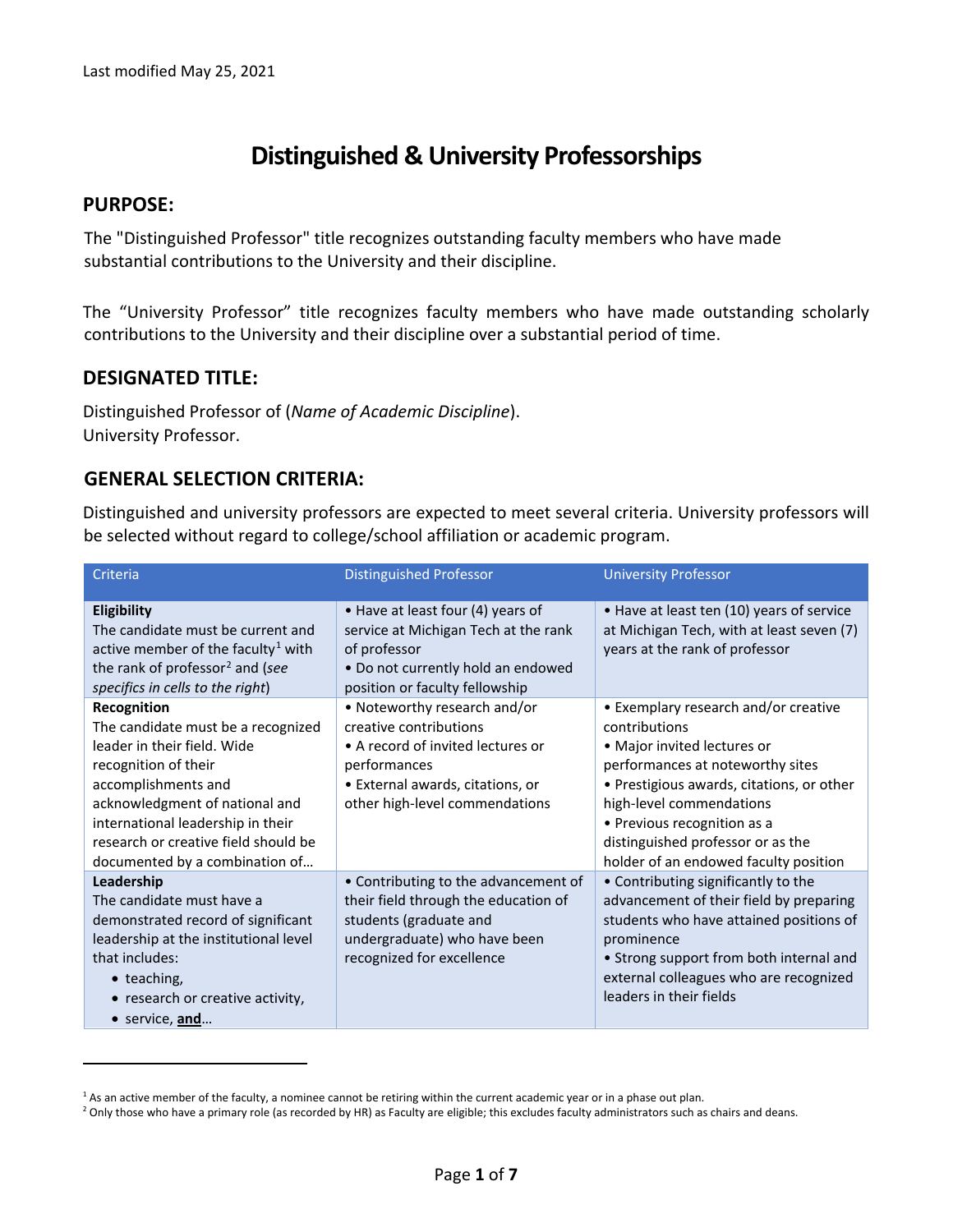Last modified May 25, 2021

# Distinguished & University Professorships

## PURPOSE:

The "Distinguished Professor" title recognizes outstanding faculty members who have made substantial contributions to the University and their discipline.

The "University Professor" title recognizes faculty members who have made outstanding scholarly contributions to the University and their discipline over a substantial period of time.

## DESIGNATED TITLE:

Distinguished Professor of (*Name of Academic Discipline*).
University Professor.

## GENERAL SELECTION CRITERIA:

Distinguished and university professors are expected to meet several criteria. University professors will be selected without regard to college/school affiliation or academic program.

| Criteria | Distinguished Professor | University Professor |
|---|---|---|
| **Eligibility**<br>The candidate must be current and active member of the faculty[1] with the rank of professor[2] and (*see specifics in cells to the right*) | • Have at least four (4) years of service at Michigan Tech at the rank of professor<br>• Do not currently hold an endowed position or faculty fellowship | • Have at least ten (10) years of service at Michigan Tech, with at least seven (7) years at the rank of professor |
| **Recognition**<br>The candidate must be a recognized leader in their field. Wide recognition of their accomplishments and acknowledgment of national and international leadership in their research or creative field should be documented by a combination of… | • Noteworthy research and/or creative contributions<br>• A record of invited lectures or performances<br>• External awards, citations, or other high-level commendations | • Exemplary research and/or creative contributions<br>• Major invited lectures or performances at noteworthy sites<br>• Prestigious awards, citations, or other high-level commendations<br>• Previous recognition as a distinguished professor or as the holder of an endowed faculty position |
| **Leadership**<br>The candidate must have a demonstrated record of significant leadership at the institutional level that includes:<br>• teaching,<br>• research or creative activity,<br>• service, **and**… | • Contributing to the advancement of their field through the education of students (graduate and undergraduate) who have been recognized for excellence | • Contributing significantly to the advancement of their field by preparing students who have attained positions of prominence<br>• Strong support from both internal and external colleagues who are recognized leaders in their fields |

[1] As an active member of the faculty, a nominee cannot be retiring within the current academic year or in a phase out plan.

[2] Only those who have a primary role (as recorded by HR) as Faculty are eligible; this excludes faculty administrators such as chairs and deans.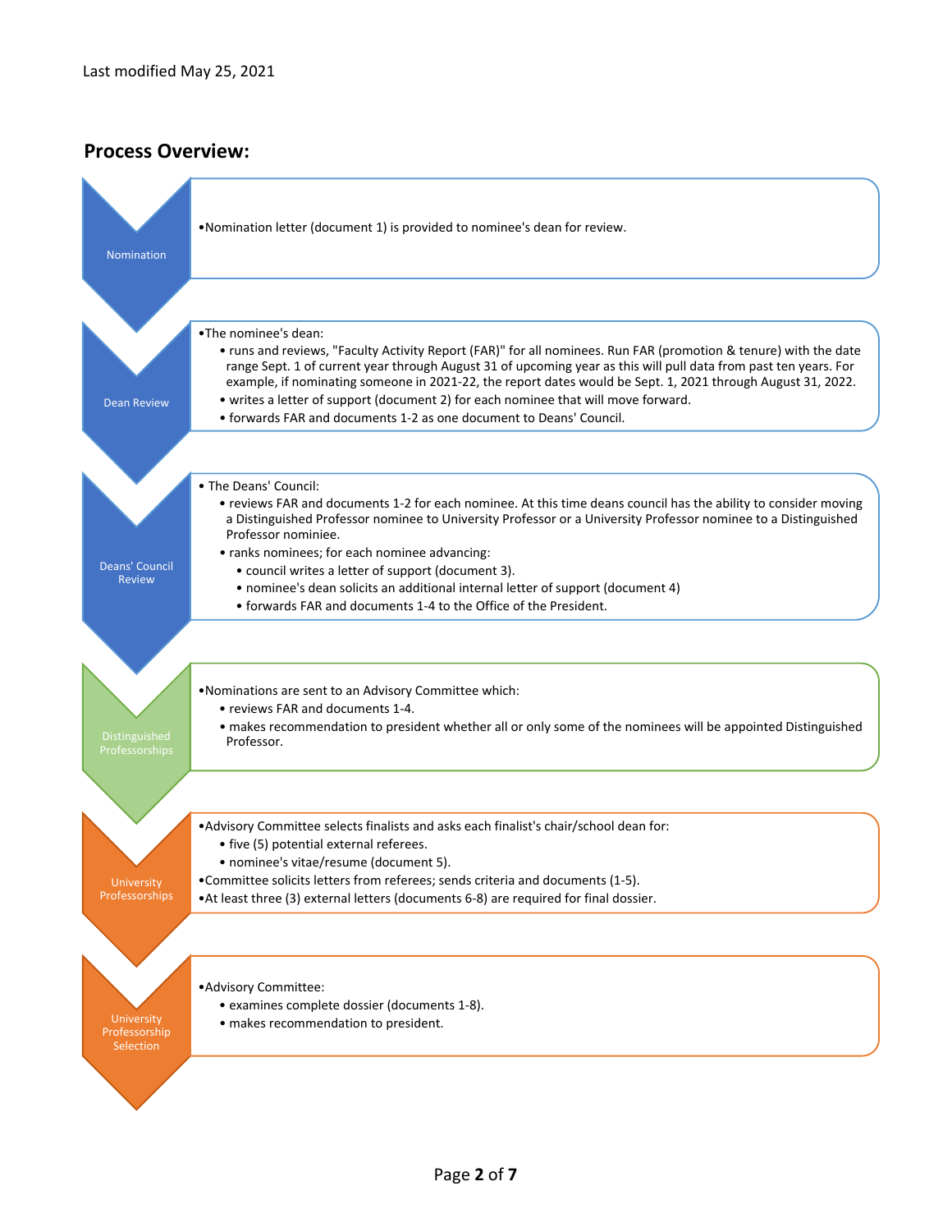Last modified May 25, 2021

## Process Overview:

**Nomination**

- Nomination letter (document 1) is provided to nominee's dean for review.

**Dean Review**

- The nominee's dean:
  - runs and reviews, "Faculty Activity Report (FAR)" for all nominees. Run FAR (promotion & tenure) with the date range Sept. 1 of current year through August 31 of upcoming year as this will pull data from past ten years. For example, if nominating someone in 2021-22, the report dates would be Sept. 1, 2021 through August 31, 2022.
  - writes a letter of support (document 2) for each nominee that will move forward.
  - forwards FAR and documents 1-2 as one document to Deans' Council.

**Deans' Council Review**

- The Deans' Council:
  - reviews FAR and documents 1-2 for each nominee. At this time deans council has the ability to consider moving a Distinguished Professor nominee to University Professor or a University Professor nominee to a Distinguished Professor nominiee.
  - ranks nominees; for each nominee advancing:
    - council writes a letter of support (document 3).
    - nominee's dean solicits an additional internal letter of support (document 4)
    - forwards FAR and documents 1-4 to the Office of the President.

**Distinguished Professorships**

- Nominations are sent to an Advisory Committee which:
  - reviews FAR and documents 1-4.
  - makes recommendation to president whether all or only some of the nominees will be appointed Distinguished Professor.

**University Professorships**

- Advisory Committee selects finalists and asks each finalist's chair/school dean for:
  - five (5) potential external referees.
  - nominee's vitae/resume (document 5).
- Committee solicits letters from referees; sends criteria and documents (1-5).
- At least three (3) external letters (documents 6-8) are required for final dossier.

**University Professorship Selection**

- Advisory Committee:
  - examines complete dossier (documents 1-8).
  - makes recommendation to president.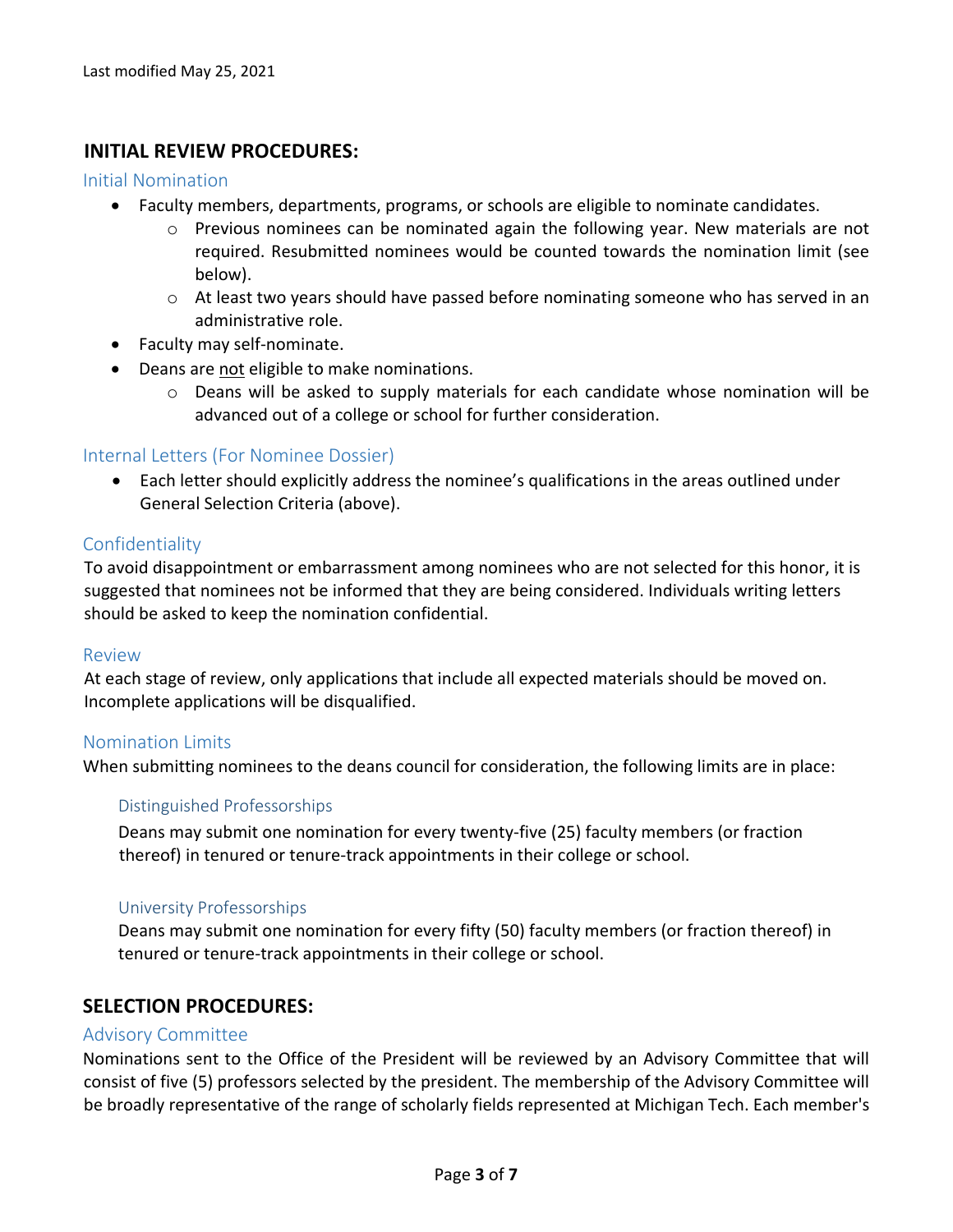Last modified May 25, 2021

## INITIAL REVIEW PROCEDURES:

### Initial Nomination

- Faculty members, departments, programs, or schools are eligible to nominate candidates.
    - Previous nominees can be nominated again the following year. New materials are not required. Resubmitted nominees would be counted towards the nomination limit (see below).
    - At least two years should have passed before nominating someone who has served in an administrative role.
- Faculty may self-nominate.
- Deans are not eligible to make nominations.
    - Deans will be asked to supply materials for each candidate whose nomination will be advanced out of a college or school for further consideration.

### Internal Letters (For Nominee Dossier)

- Each letter should explicitly address the nominee's qualifications in the areas outlined under General Selection Criteria (above).

### Confidentiality

To avoid disappointment or embarrassment among nominees who are not selected for this honor, it is suggested that nominees not be informed that they are being considered. Individuals writing letters should be asked to keep the nomination confidential.

### Review

At each stage of review, only applications that include all expected materials should be moved on. Incomplete applications will be disqualified.

### Nomination Limits

When submitting nominees to the deans council for consideration, the following limits are in place:

#### Distinguished Professorships

Deans may submit one nomination for every twenty-five (25) faculty members (or fraction thereof) in tenured or tenure-track appointments in their college or school.

#### University Professorships

Deans may submit one nomination for every fifty (50) faculty members (or fraction thereof) in tenured or tenure-track appointments in their college or school.

## SELECTION PROCEDURES:

### Advisory Committee

Nominations sent to the Office of the President will be reviewed by an Advisory Committee that will consist of five (5) professors selected by the president. The membership of the Advisory Committee will be broadly representative of the range of scholarly fields represented at Michigan Tech. Each member's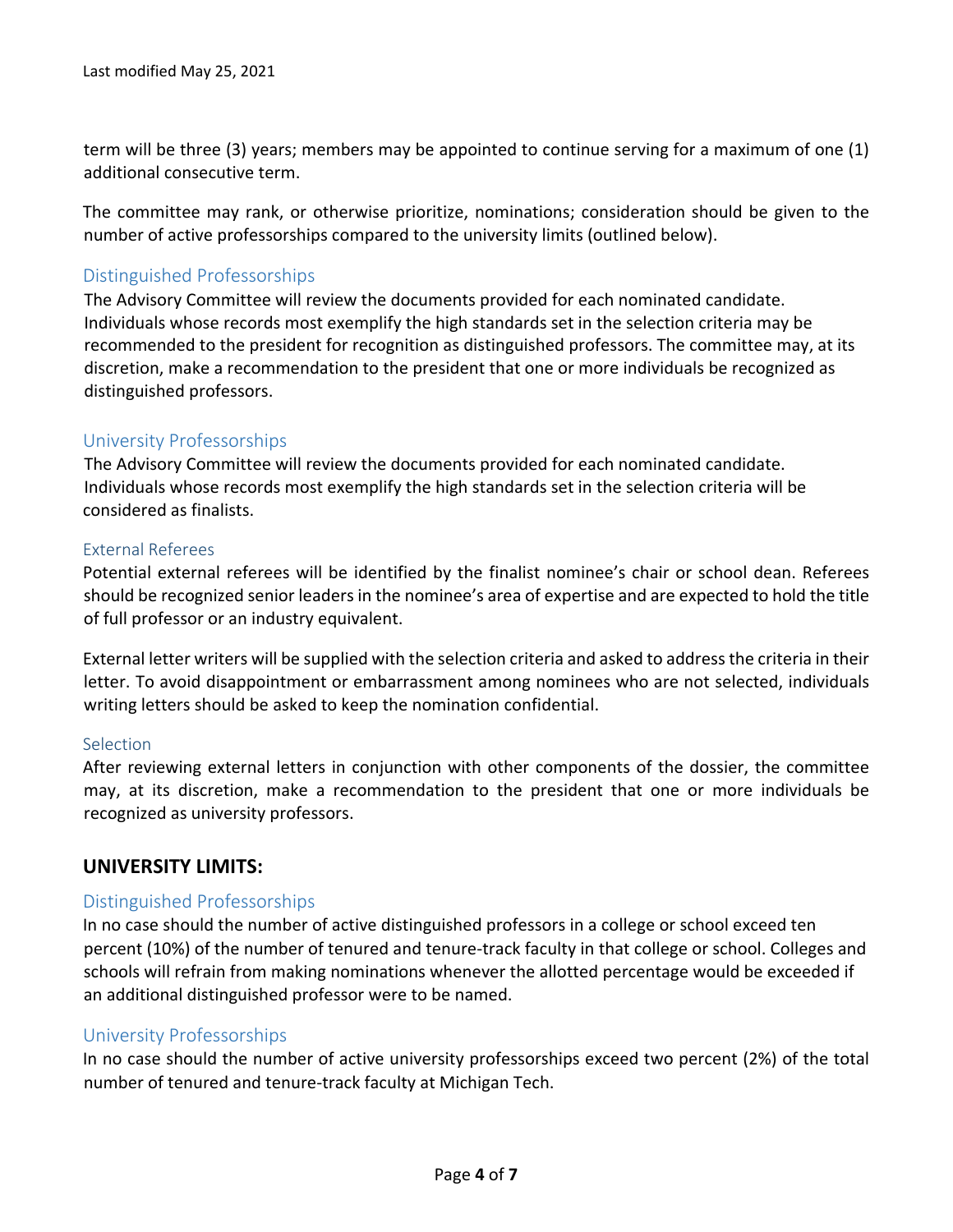term will be three (3) years; members may be appointed to continue serving for a maximum of one (1) additional consecutive term.

The committee may rank, or otherwise prioritize, nominations; consideration should be given to the number of active professorships compared to the university limits (outlined below).

### Distinguished Professorships

The Advisory Committee will review the documents provided for each nominated candidate. Individuals whose records most exemplify the high standards set in the selection criteria may be recommended to the president for recognition as distinguished professors. The committee may, at its discretion, make a recommendation to the president that one or more individuals be recognized as distinguished professors.

### University Professorships

The Advisory Committee will review the documents provided for each nominated candidate. Individuals whose records most exemplify the high standards set in the selection criteria will be considered as finalists.

#### External Referees

Potential external referees will be identified by the finalist nominee's chair or school dean. Referees should be recognized senior leaders in the nominee's area of expertise and are expected to hold the title of full professor or an industry equivalent.

External letter writers will be supplied with the selection criteria and asked to address the criteria in their letter. To avoid disappointment or embarrassment among nominees who are not selected, individuals writing letters should be asked to keep the nomination confidential.

#### Selection

After reviewing external letters in conjunction with other components of the dossier, the committee may, at its discretion, make a recommendation to the president that one or more individuals be recognized as university professors.

## UNIVERSITY LIMITS:

### Distinguished Professorships

In no case should the number of active distinguished professors in a college or school exceed ten percent (10%) of the number of tenured and tenure-track faculty in that college or school. Colleges and schools will refrain from making nominations whenever the allotted percentage would be exceeded if an additional distinguished professor were to be named.

### University Professorships

In no case should the number of active university professorships exceed two percent (2%) of the total number of tenured and tenure-track faculty at Michigan Tech.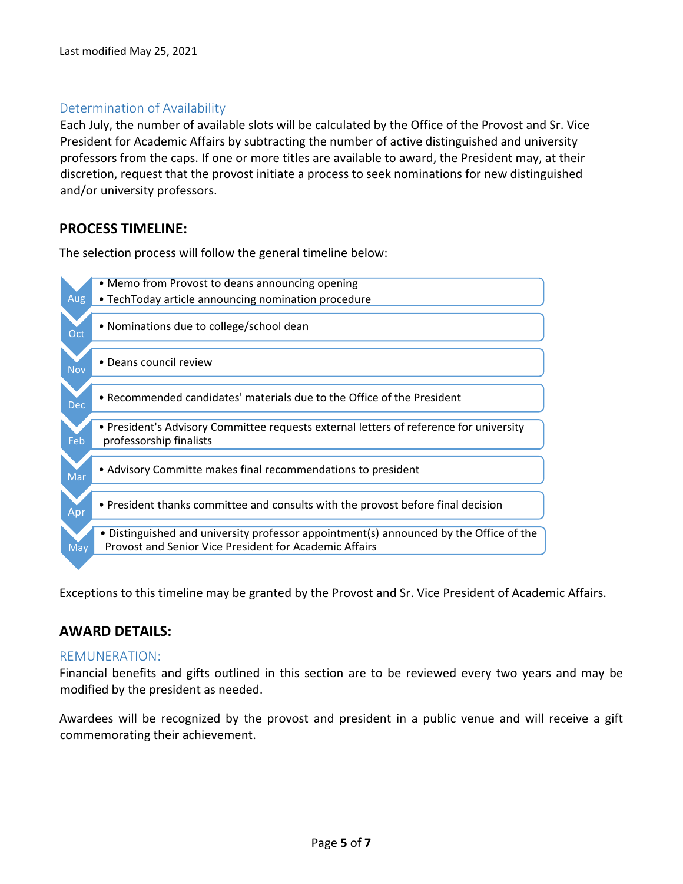Last modified May 25, 2021

### Determination of Availability

Each July, the number of available slots will be calculated by the Office of the Provost and Sr. Vice President for Academic Affairs by subtracting the number of active distinguished and university professors from the caps. If one or more titles are available to award, the President may, at their discretion, request that the provost initiate a process to seek nominations for new distinguished and/or university professors.

## PROCESS TIMELINE:

The selection process will follow the general timeline below:

- **Aug**
  - Memo from Provost to deans announcing opening
  - TechToday article announcing nomination procedure
- **Oct**
  - Nominations due to college/school dean
- **Nov**
  - Deans council review
- **Dec**
  - Recommended candidates' materials due to the Office of the President
- **Feb**
  - President's Advisory Committee requests external letters of reference for university professorship finalists
- **Mar**
  - Advisory Committe makes final recommendations to president
- **Apr**
  - President thanks committee and consults with the provost before final decision
- **May**
  - Distinguished and university professor appointment(s) announced by the Office of the Provost and Senior Vice President for Academic Affairs

Exceptions to this timeline may be granted by the Provost and Sr. Vice President of Academic Affairs.

## AWARD DETAILS:

### REMUNERATION:

Financial benefits and gifts outlined in this section are to be reviewed every two years and may be modified by the president as needed.

Awardees will be recognized by the provost and president in a public venue and will receive a gift commemorating their achievement.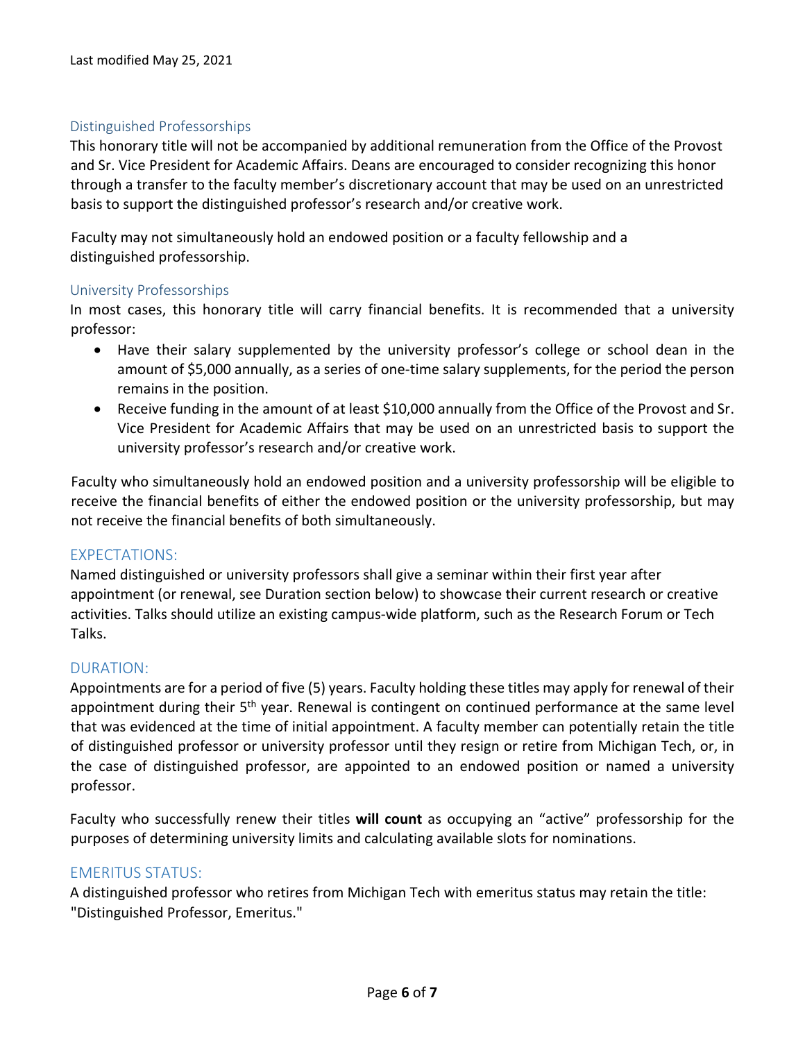Last modified May 25, 2021

### Distinguished Professorships

This honorary title will not be accompanied by additional remuneration from the Office of the Provost and Sr. Vice President for Academic Affairs. Deans are encouraged to consider recognizing this honor through a transfer to the faculty member's discretionary account that may be used on an unrestricted basis to support the distinguished professor's research and/or creative work.

Faculty may not simultaneously hold an endowed position or a faculty fellowship and a distinguished professorship.

### University Professorships

In most cases, this honorary title will carry financial benefits. It is recommended that a university professor:

- Have their salary supplemented by the university professor's college or school dean in the amount of $5,000 annually, as a series of one-time salary supplements, for the period the person remains in the position.
- Receive funding in the amount of at least $10,000 annually from the Office of the Provost and Sr. Vice President for Academic Affairs that may be used on an unrestricted basis to support the university professor's research and/or creative work.

Faculty who simultaneously hold an endowed position and a university professorship will be eligible to receive the financial benefits of either the endowed position or the university professorship, but may not receive the financial benefits of both simultaneously.

## EXPECTATIONS:

Named distinguished or university professors shall give a seminar within their first year after appointment (or renewal, see Duration section below) to showcase their current research or creative activities. Talks should utilize an existing campus-wide platform, such as the Research Forum or Tech Talks.

## DURATION:

Appointments are for a period of five (5) years. Faculty holding these titles may apply for renewal of their appointment during their 5th year. Renewal is contingent on continued performance at the same level that was evidenced at the time of initial appointment. A faculty member can potentially retain the title of distinguished professor or university professor until they resign or retire from Michigan Tech, or, in the case of distinguished professor, are appointed to an endowed position or named a university professor.

Faculty who successfully renew their titles **will count** as occupying an "active" professorship for the purposes of determining university limits and calculating available slots for nominations.

## EMERITUS STATUS:

A distinguished professor who retires from Michigan Tech with emeritus status may retain the title: "Distinguished Professor, Emeritus."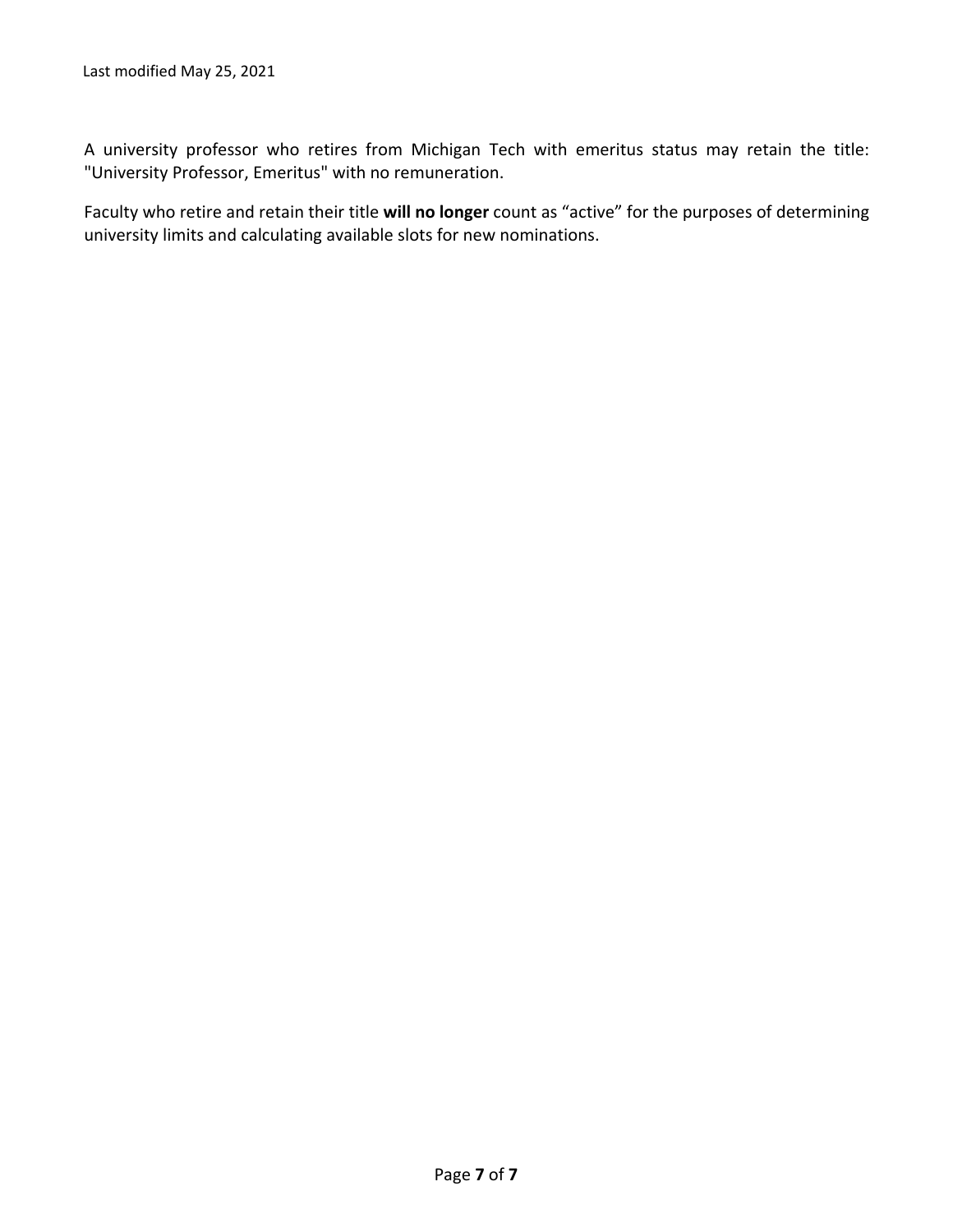A university professor who retires from Michigan Tech with emeritus status may retain the title: "University Professor, Emeritus" with no remuneration.

Faculty who retire and retain their title **will no longer** count as "active" for the purposes of determining university limits and calculating available slots for new nominations.